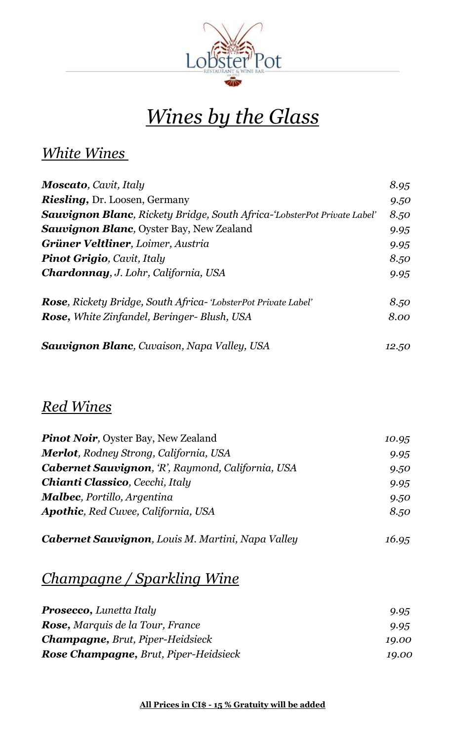Lobster Pot

RESTAURANT & WINE BAR

# *Wines by the Glass*

## *White Wines*

| | |
|---|---|
| ***Moscato***, *Cavit, Italy* | *8.95* |
| ***Riesling***, Dr. Loosen, Germany | *9.50* |
| ***Sauvignon Blanc***, *Rickety Bridge, South Africa-'LobsterPot Private Label'* | *8.50* |
| ***Sauvignon Blanc***, Oyster Bay, New Zealand | *9.95* |
| ***Grüner Veltliner***, *Loimer, Austria* | *9.95* |
| ***Pinot Grigio***, *Cavit, Italy* | *8.50* |
| ***Chardonnay***, *J. Lohr, California, USA* | *9.95* |
| ***Rose***, *Rickety Bridge, South Africa- 'LobsterPot Private Label'* | *8.50* |
| ***Rose***, *White Zinfandel, Beringer- Blush, USA* | *8.00* |
| ***Sauvignon Blanc***, *Cuvaison, Napa Valley, USA* | *12.50* |

## *Red Wines*

| | |
|---|---|
| ***Pinot Noir***, Oyster Bay, New Zealand | *10.95* |
| ***Merlot***, *Rodney Strong, California, USA* | *9.95* |
| ***Cabernet Sauvignon***, *'R', Raymond, California, USA* | *9.50* |
| ***Chianti Classico***, *Cecchi, Italy* | *9.95* |
| ***Malbec***, *Portillo, Argentina* | *9.50* |
| ***Apothic***, *Red Cuvee, California, USA* | *8.50* |
| ***Cabernet Sauvignon***, *Louis M. Martini, Napa Valley* | *16.95* |

## *Champagne / Sparkling Wine*

| | |
|---|---|
| ***Prosecco***, *Lunetta Italy* | *9.95* |
| ***Rose***, *Marquis de la Tour, France* | *9.95* |
| ***Champagne***, *Brut, Piper-Heidsieck* | *19.00* |
| ***Rose Champagne***, *Brut, Piper-Heidsieck* | *19.00* |

**All Prices in CI$ - 15 % Gratuity will be added**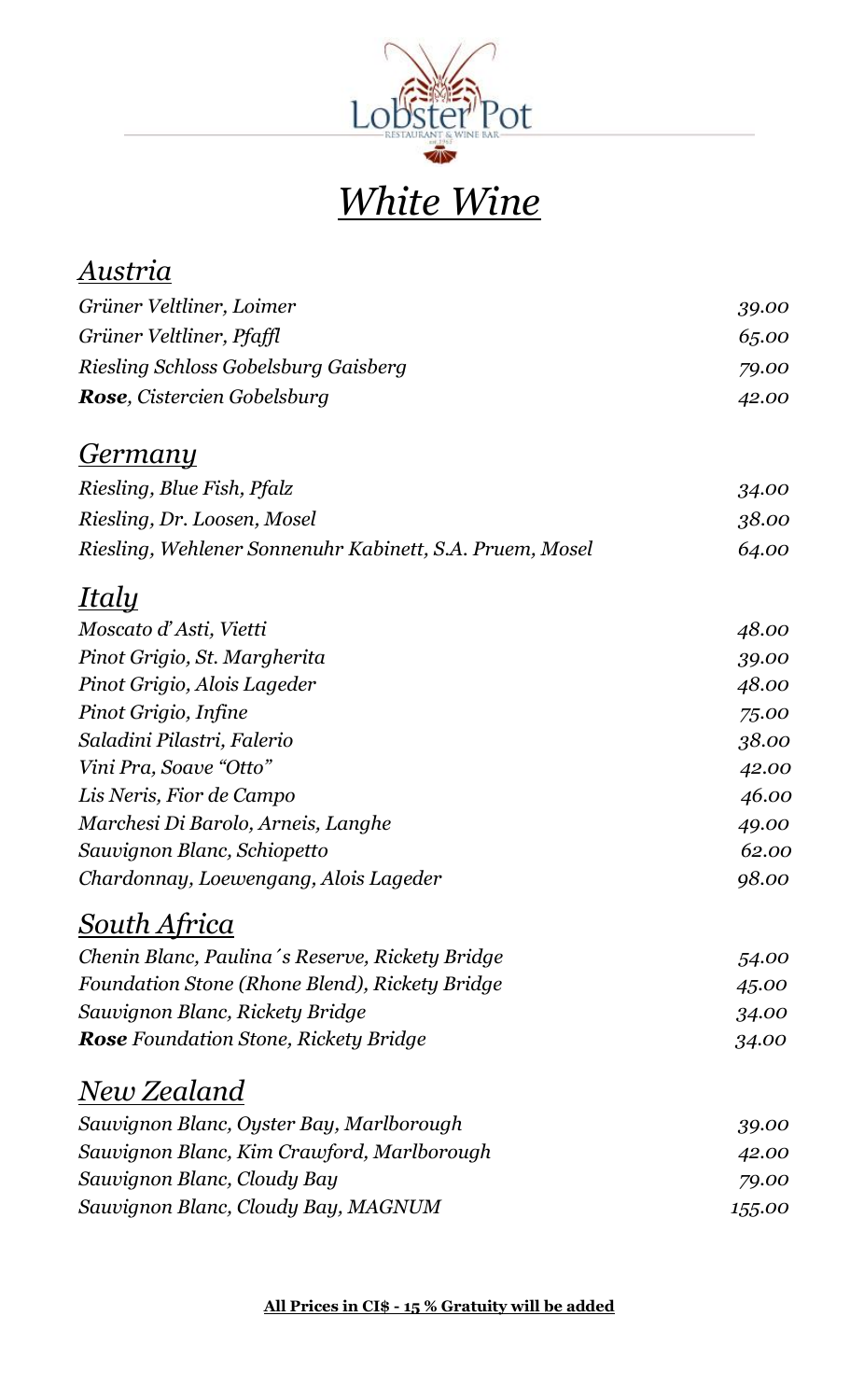# *White Wine*

## *Austria*

| | |
|---|---|
| *Grüner Veltliner, Loimer* | *39.00* |
| *Grüner Veltliner, Pfaffl* | *65.00* |
| *Riesling Schloss Gobelsburg Gaisberg* | *79.00* |
| ***Rose**, Cistercien Gobelsburg* | *42.00* |

## *Germany*

| | |
|---|---|
| *Riesling, Blue Fish, Pfalz* | *34.00* |
| *Riesling, Dr. Loosen, Mosel* | *38.00* |
| *Riesling, Wehlener Sonnenuhr Kabinett, S.A. Pruem, Mosel* | *64.00* |

## *Italy*

| | |
|---|---|
| *Moscato d' Asti, Vietti* | *48.00* |
| *Pinot Grigio, St. Margherita* | *39.00* |
| *Pinot Grigio, Alois Lageder* | *48.00* |
| *Pinot Grigio, Infine* | *75.00* |
| *Saladini Pilastri, Falerio* | *38.00* |
| *Vini Pra, Soave "Otto"* | *42.00* |
| *Lis Neris, Fior de Campo* | *46.00* |
| *Marchesi Di Barolo, Arneis, Langhe* | *49.00* |
| *Sauvignon Blanc, Schiopetto* | *62.00* |
| *Chardonnay, Loewengang, Alois Lageder* | *98.00* |

## *South Africa*

| | |
|---|---|
| *Chenin Blanc, Paulina´s Reserve, Rickety Bridge* | *54.00* |
| *Foundation Stone (Rhone Blend), Rickety Bridge* | *45.00* |
| *Sauvignon Blanc, Rickety Bridge* | *34.00* |
| ***Rose** Foundation Stone, Rickety Bridge* | *34.00* |

## *New Zealand*

| | |
|---|---|
| *Sauvignon Blanc, Oyster Bay, Marlborough* | *39.00* |
| *Sauvignon Blanc, Kim Crawford, Marlborough* | *42.00* |
| *Sauvignon Blanc, Cloudy Bay* | *79.00* |
| *Sauvignon Blanc, Cloudy Bay, MAGNUM* | *155.00* |

**All Prices in CI$ - 15 % Gratuity will be added**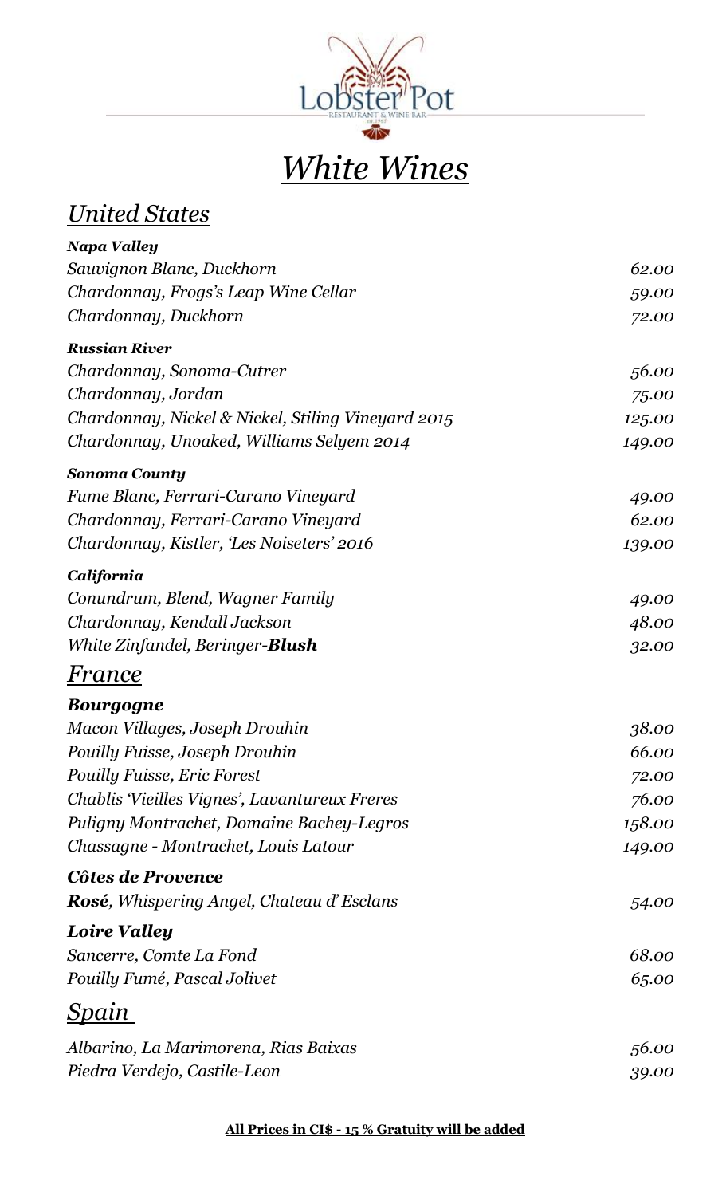# *White Wines*

## *United States*

***Napa Valley***

| | |
|---|---|
| *Sauvignon Blanc, Duckhorn* | *62.00* |
| *Chardonnay, Frogs's Leap Wine Cellar* | *59.00* |
| *Chardonnay, Duckhorn* | *72.00* |

***Russian River***

| | |
|---|---|
| *Chardonnay, Sonoma-Cutrer* | *56.00* |
| *Chardonnay, Jordan* | *75.00* |
| *Chardonnay, Nickel & Nickel, Stiling Vineyard 2015* | *125.00* |
| *Chardonnay, Unoaked, Williams Selyem 2014* | *149.00* |

***Sonoma County***

| | |
|---|---|
| *Fume Blanc, Ferrari-Carano Vineyard* | *49.00* |
| *Chardonnay, Ferrari-Carano Vineyard* | *62.00* |
| *Chardonnay, Kistler, 'Les Noiseters' 2016* | *139.00* |

***California***

| | |
|---|---|
| *Conundrum, Blend, Wagner Family* | *49.00* |
| *Chardonnay, Kendall Jackson* | *48.00* |
| *White Zinfandel, Beringer-**Blush*** | *32.00* |

## *France*

***Bourgogne***

| | |
|---|---|
| *Macon Villages, Joseph Drouhin* | *38.00* |
| *Pouilly Fuisse, Joseph Drouhin* | *66.00* |
| *Pouilly Fuisse, Eric Forest* | *72.00* |
| *Chablis 'Vieilles Vignes', Lavantureux Freres* | *76.00* |
| *Puligny Montrachet, Domaine Bachey-Legros* | *158.00* |
| *Chassagne - Montrachet, Louis Latour* | *149.00* |

***Côtes de Provence***

| | |
|---|---|
| ***Rosé**, Whispering Angel, Chateau d' Esclans* | *54.00* |

***Loire Valley***

| | |
|---|---|
| *Sancerre, Comte La Fond* | *68.00* |
| *Pouilly Fumé, Pascal Jolivet* | *65.00* |

## *Spain*

| | |
|---|---|
| *Albarino, La Marimorena, Rias Baixas* | *56.00* |
| *Piedra Verdejo, Castile-Leon* | *39.00* |

**All Prices in CI$ - 15 % Gratuity will be added**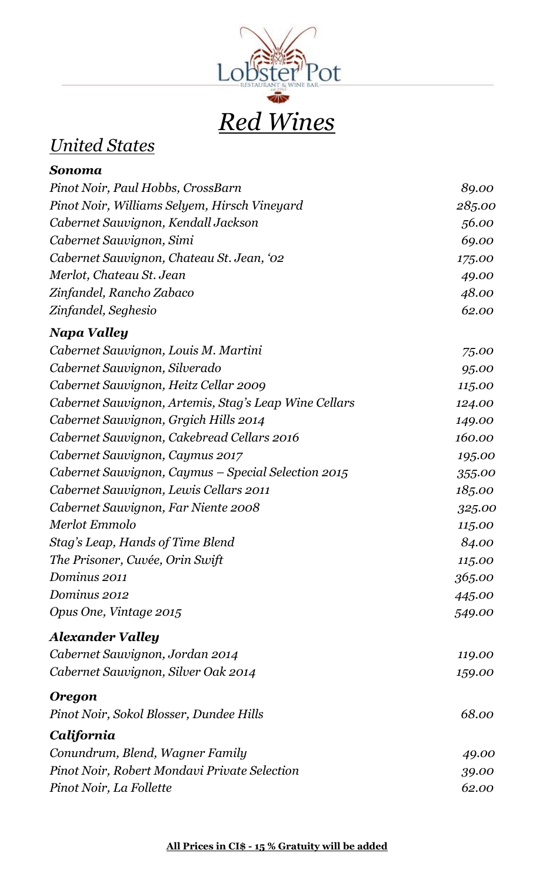# Red Wines

## United States

### Sonoma

| Wine | Price |
| --- | --- |
| Pinot Noir, Paul Hobbs, CrossBarn | 89.00 |
| Pinot Noir, Williams Selyem, Hirsch Vineyard | 285.00 |
| Cabernet Sauvignon, Kendall Jackson | 56.00 |
| Cabernet Sauvignon, Simi | 69.00 |
| Cabernet Sauvignon, Chateau St. Jean, '02 | 175.00 |
| Merlot, Chateau St. Jean | 49.00 |
| Zinfandel, Rancho Zabaco | 48.00 |
| Zinfandel, Seghesio | 62.00 |

### Napa Valley

| Wine | Price |
| --- | --- |
| Cabernet Sauvignon, Louis M. Martini | 75.00 |
| Cabernet Sauvignon, Silverado | 95.00 |
| Cabernet Sauvignon, Heitz Cellar 2009 | 115.00 |
| Cabernet Sauvignon, Artemis, Stag's Leap Wine Cellars | 124.00 |
| Cabernet Sauvignon, Grgich Hills 2014 | 149.00 |
| Cabernet Sauvignon, Cakebread Cellars 2016 | 160.00 |
| Cabernet Sauvignon, Caymus 2017 | 195.00 |
| Cabernet Sauvignon, Caymus – Special Selection 2015 | 355.00 |
| Cabernet Sauvignon, Lewis Cellars 2011 | 185.00 |
| Cabernet Sauvignon, Far Niente 2008 | 325.00 |
| Merlot Emmolo | 115.00 |
| Stag's Leap, Hands of Time Blend | 84.00 |
| The Prisoner, Cuvée, Orin Swift | 115.00 |
| Dominus 2011 | 365.00 |
| Dominus 2012 | 445.00 |
| Opus One, Vintage 2015 | 549.00 |

### Alexander Valley

| Wine | Price |
| --- | --- |
| Cabernet Sauvignon, Jordan 2014 | 119.00 |
| Cabernet Sauvignon, Silver Oak 2014 | 159.00 |

### Oregon

| Wine | Price |
| --- | --- |
| Pinot Noir, Sokol Blosser, Dundee Hills | 68.00 |

### California

| Wine | Price |
| --- | --- |
| Conundrum, Blend, Wagner Family | 49.00 |
| Pinot Noir, Robert Mondavi Private Selection | 39.00 |
| Pinot Noir, La Follette | 62.00 |

**All Prices in CI$ - 15 % Gratuity will be added**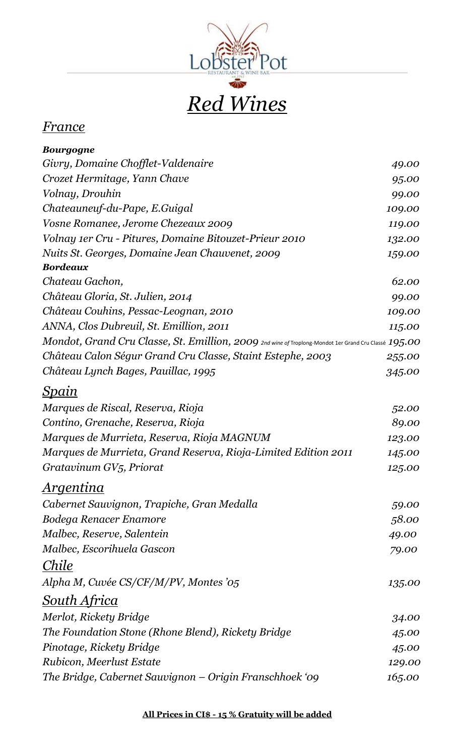Lobster Pot

RESTAURANT & WINE BAR

# *Red Wines*

## *France*

***Bourgogne***

| | |
|---|---|
| *Givry, Domaine Chofflet-Valdenaire* | *49.00* |
| *Crozet Hermitage, Yann Chave* | *95.00* |
| *Volnay, Drouhin* | *99.00* |
| *Chateauneuf-du-Pape, E.Guigal* | *109.00* |
| *Vosne Romanee, Jerome Chezeaux 2009* | *119.00* |
| *Volnay 1er Cru - Pitures, Domaine Bitouzet-Prieur 2010* | *132.00* |
| *Nuits St. Georges, Domaine Jean Chauvenet, 2009* | *159.00* |

***Bordeaux***

| | |
|---|---|
| *Chateau Gachon,* | *62.00* |
| *Château Gloria, St. Julien, 2014* | *99.00* |
| *Château Couhins, Pessac-Leognan, 2010* | *109.00* |
| *ANNA, Clos Dubreuil, St. Emillion, 2011* | *115.00* |
| *Mondot, Grand Cru Classe, St. Emillion, 2009* 2nd wine of Troplong-Mondot 1er Grand Cru Classé | *195.00* |
| *Château Calon Ségur Grand Cru Classe, Staint Estephe, 2003* | *255.00* |
| *Château Lynch Bages, Pauillac, 1995* | *345.00* |

## *Spain*

| | |
|---|---|
| *Marques de Riscal, Reserva, Rioja* | *52.00* |
| *Contino, Grenache, Reserva, Rioja* | *89.00* |
| *Marques de Murrieta, Reserva, Rioja MAGNUM* | *123.00* |
| *Marques de Murrieta, Grand Reserva, Rioja-Limited Edition 2011* | *145.00* |
| *Gratavinum GV5, Priorat* | *125.00* |

## *Argentina*

| | |
|---|---|
| *Cabernet Sauvignon, Trapiche, Gran Medalla* | *59.00* |
| *Bodega Renacer Enamore* | *58.00* |
| *Malbec, Reserve, Salentein* | *49.00* |
| *Malbec, Escorihuela Gascon* | *79.00* |

## *Chile*

| | |
|---|---|
| *Alpha M, Cuvée CS/CF/M/PV, Montes '05* | *135.00* |

## *South Africa*

| | |
|---|---|
| *Merlot, Rickety Bridge* | *34.00* |
| *The Foundation Stone (Rhone Blend), Rickety Bridge* | *45.00* |
| *Pinotage, Rickety Bridge* | *45.00* |
| *Rubicon, Meerlust Estate* | *129.00* |
| *The Bridge, Cabernet Sauvignon – Origin Franschhoek '09* | *165.00* |

**All Prices in CI$ - 15 % Gratuity will be added**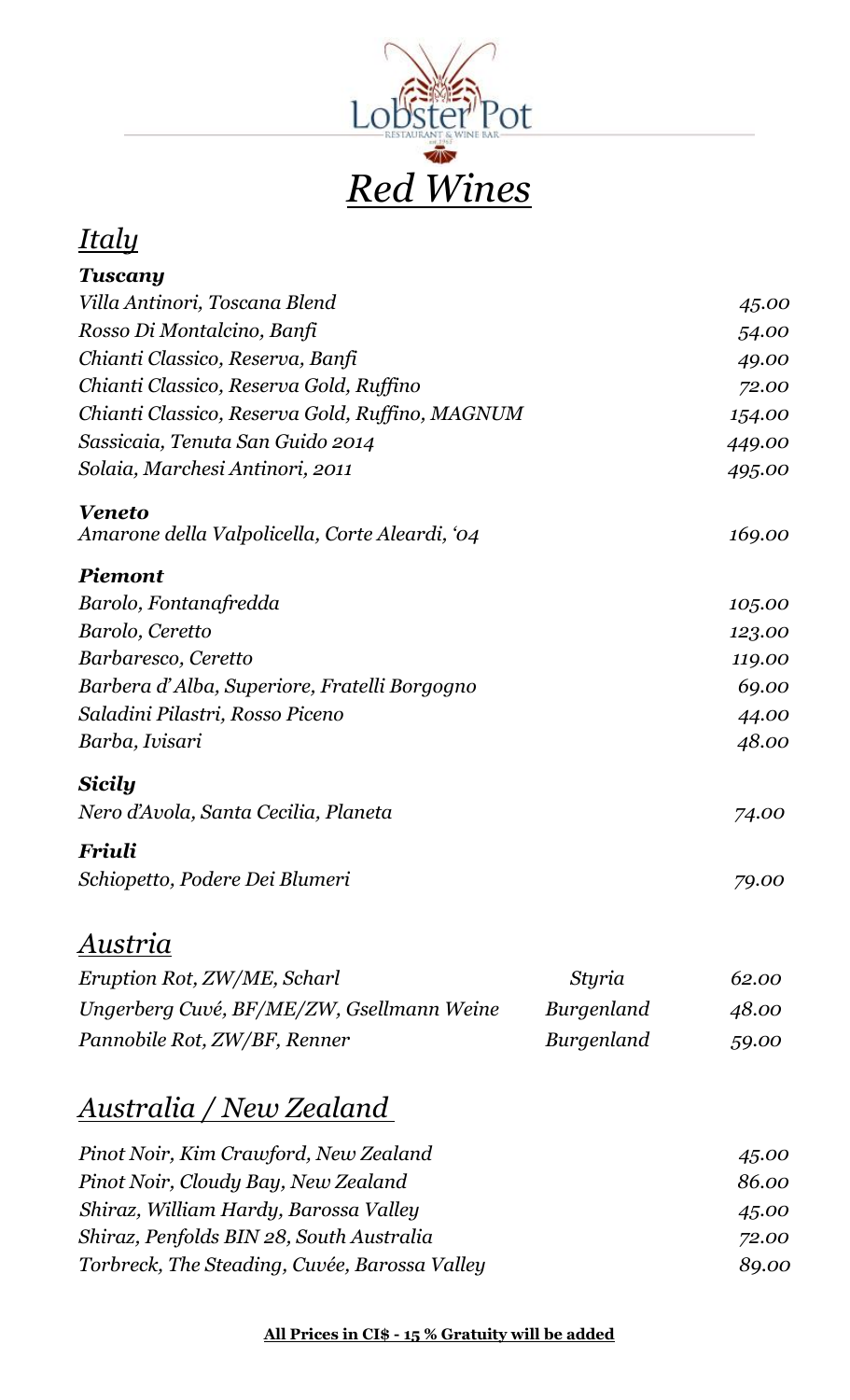# *Red Wines*

## *Italy*

### *Tuscany*

| | |
|---|---|
| *Villa Antinori, Toscana Blend* | *45.00* |
| *Rosso Di Montalcino, Banfi* | *54.00* |
| *Chianti Classico, Reserva, Banfi* | *49.00* |
| *Chianti Classico, Reserva Gold, Ruffino* | *72.00* |
| *Chianti Classico, Reserva Gold, Ruffino, MAGNUM* | *154.00* |
| *Sassicaia, Tenuta San Guido 2014* | *449.00* |
| *Solaia, Marchesi Antinori, 2011* | *495.00* |

### *Veneto*

| | |
|---|---|
| *Amarone della Valpolicella, Corte Aleardi, '04* | *169.00* |

### *Piemont*

| | |
|---|---|
| *Barolo, Fontanafredda* | *105.00* |
| *Barolo, Ceretto* | *123.00* |
| *Barbaresco, Ceretto* | *119.00* |
| *Barbera d'Alba, Superiore, Fratelli Borgogno* | *69.00* |
| *Saladini Pilastri, Rosso Piceno* | *44.00* |
| *Barba, Ivisari* | *48.00* |

### *Sicily*

| | |
|---|---|
| *Nero d'Avola, Santa Cecilia, Planeta* | *74.00* |

### *Friuli*

| | |
|---|---|
| *Schiopetto, Podere Dei Blumeri* | *79.00* |

## *Austria*

| | | |
|---|---|---|
| *Eruption Rot, ZW/ME, Scharl* | *Styria* | *62.00* |
| *Ungerberg Cuvé, BF/ME/ZW, Gsellmann Weine* | *Burgenland* | *48.00* |
| *Pannobile Rot, ZW/BF, Renner* | *Burgenland* | *59.00* |

## *Australia / New Zealand*

| | |
|---|---|
| *Pinot Noir, Kim Crawford, New Zealand* | *45.00* |
| *Pinot Noir, Cloudy Bay, New Zealand* | *86.00* |
| *Shiraz, William Hardy, Barossa Valley* | *45.00* |
| *Shiraz, Penfolds BIN 28, South Australia* | *72.00* |
| *Torbreck, The Steading, Cuvée, Barossa Valley* | *89.00* |

**All Prices in CI$ - 15 % Gratuity will be added**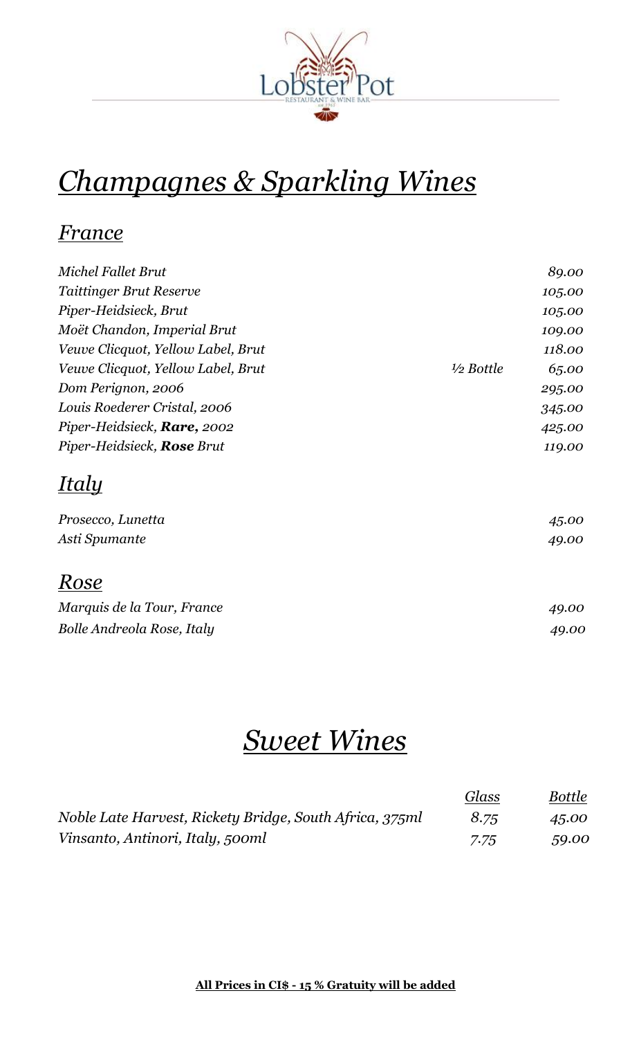# *Champagnes & Sparkling Wines*

## *France*

| | | |
|---|---|---|
| *Michel Fallet Brut* | | *89.00* |
| *Taittinger Brut Reserve* | | *105.00* |
| *Piper-Heidsieck, Brut* | | *105.00* |
| *Moët Chandon, Imperial Brut* | | *109.00* |
| *Veuve Clicquot, Yellow Label, Brut* | | *118.00* |
| *Veuve Clicquot, Yellow Label, Brut* | *½ Bottle* | *65.00* |
| *Dom Perignon, 2006* | | *295.00* |
| *Louis Roederer Cristal, 2006* | | *345.00* |
| *Piper-Heidsieck, **Rare**, 2002* | | *425.00* |
| *Piper-Heidsieck, **Rose** Brut* | | *119.00* |

## *Italy*

| | |
|---|---|
| *Prosecco, Lunetta* | *45.00* |
| *Asti Spumante* | *49.00* |

## *Rose*

| | |
|---|---|
| *Marquis de la Tour, France* | *49.00* |
| *Bolle Andreola Rose, Italy* | *49.00* |

# *Sweet Wines*

| | *Glass* | *Bottle* |
|---|---|---|
| *Noble Late Harvest, Rickety Bridge, South Africa, 375ml* | *8.75* | *45.00* |
| *Vinsanto, Antinori, Italy, 500ml* | *7.75* | *59.00* |

**All Prices in CI$ - 15 % Gratuity will be added**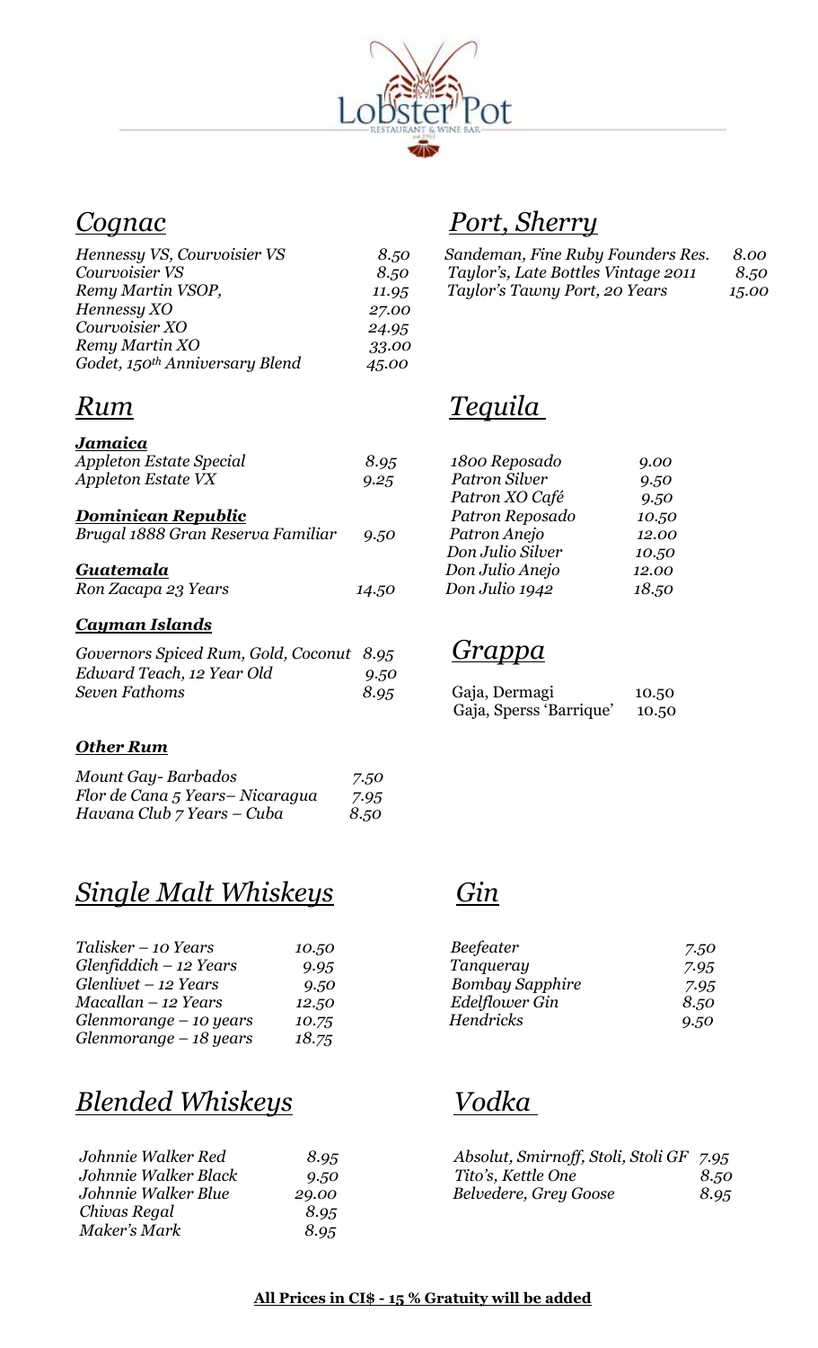# Lobster Pot

RESTAURANT & WINE BAR

## *Cognac*

| | |
|---|---|
| *Hennessy VS, Courvoisier VS* | *8.50* |
| *Courvoisier VS* | *8.50* |
| *Remy Martin VSOP,* | *11.95* |
| *Hennessy XO* | *27.00* |
| *Courvoisier XO* | *24.95* |
| *Remy Martin XO* | *33.00* |
| *Godet, 150th Anniversary Blend* | *45.00* |

## *Rum*

***Jamaica***

| | |
|---|---|
| *Appleton Estate Special* | *8.95* |
| *Appleton Estate VX* | *9.25* |

***Dominican Republic***

| | |
|---|---|
| *Brugal 1888 Gran Reserva Familiar* | *9.50* |

***Guatemala***

| | |
|---|---|
| *Ron Zacapa 23 Years* | *14.50* |

***Cayman Islands***

| | |
|---|---|
| *Governors Spiced Rum, Gold, Coconut* | *8.95* |
| *Edward Teach, 12 Year Old* | *9.50* |
| *Seven Fathoms* | *8.95* |

***Other Rum***

| | |
|---|---|
| *Mount Gay- Barbados* | *7.50* |
| *Flor de Cana 5 Years– Nicaragua* | *7.95* |
| *Havana Club 7 Years – Cuba* | *8.50* |

## *Port, Sherry*

| | |
|---|---|
| *Sandeman, Fine Ruby Founders Res.* | *8.00* |
| *Taylor's, Late Bottles Vintage 2011* | *8.50* |
| *Taylor's Tawny Port, 20 Years* | *15.00* |

## *Tequila*

| | |
|---|---|
| *1800 Reposado* | *9.00* |
| *Patron Silver* | *9.50* |
| *Patron XO Café* | *9.50* |
| *Patron Reposado* | *10.50* |
| *Patron Anejo* | *12.00* |
| *Don Julio Silver* | *10.50* |
| *Don Julio Anejo* | *12.00* |
| *Don Julio 1942* | *18.50* |

## *Grappa*

| | |
|---|---|
| Gaja, Dermagi | 10.50 |
| Gaja, Sperss 'Barrique' | 10.50 |

## *Single Malt Whiskeys*

| | |
|---|---|
| *Talisker – 10 Years* | *10.50* |
| *Glenfiddich – 12 Years* | *9.95* |
| *Glenlivet – 12 Years* | *9.50* |
| *Macallan – 12 Years* | *12.50* |
| *Glenmorange – 10 years* | *10.75* |
| *Glenmorange – 18 years* | *18.75* |

## *Blended Whiskeys*

| | |
|---|---|
| *Johnnie Walker Red* | *8.95* |
| *Johnnie Walker Black* | *9.50* |
| *Johnnie Walker Blue* | *29.00* |
| *Chivas Regal* | *8.95* |
| *Maker's Mark* | *8.95* |

## *Gin*

| | |
|---|---|
| *Beefeater* | *7.50* |
| *Tanqueray* | *7.95* |
| *Bombay Sapphire* | *7.95* |
| *Edelflower Gin* | *8.50* |
| *Hendricks* | *9.50* |

## *Vodka*

| | |
|---|---|
| *Absolut, Smirnoff, Stoli, Stoli GF* | *7.95* |
| *Tito's, Kettle One* | *8.50* |
| *Belvedere, Grey Goose* | *8.95* |

**All Prices in CI$ - 15 % Gratuity will be added**